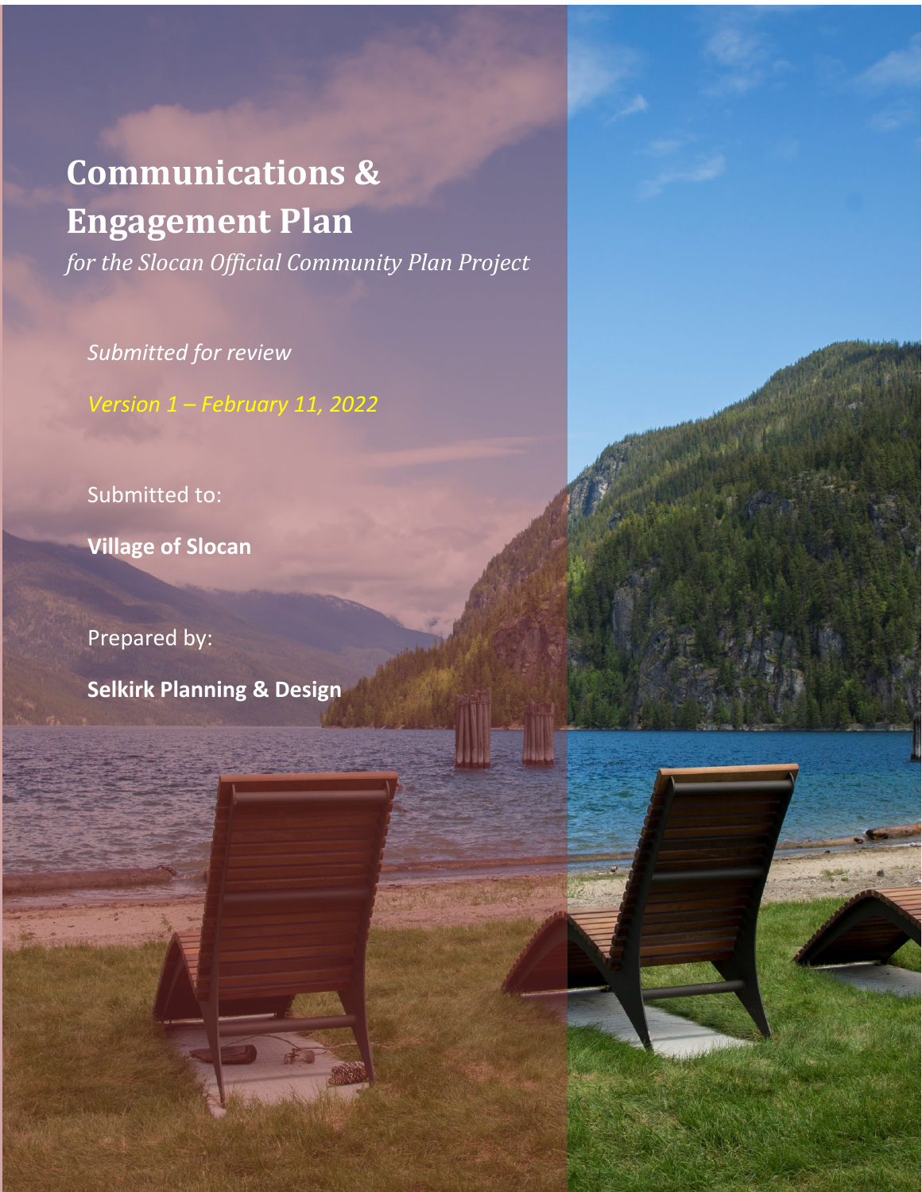# Communications & Engagement Plan

*for the Slocan Official Community Plan Project*

*Submitted for review*

*Version 1 – February 11, 2022*

Submitted to:

**Village of Slocan**

Prepared by:

**Selkirk Planning & Design**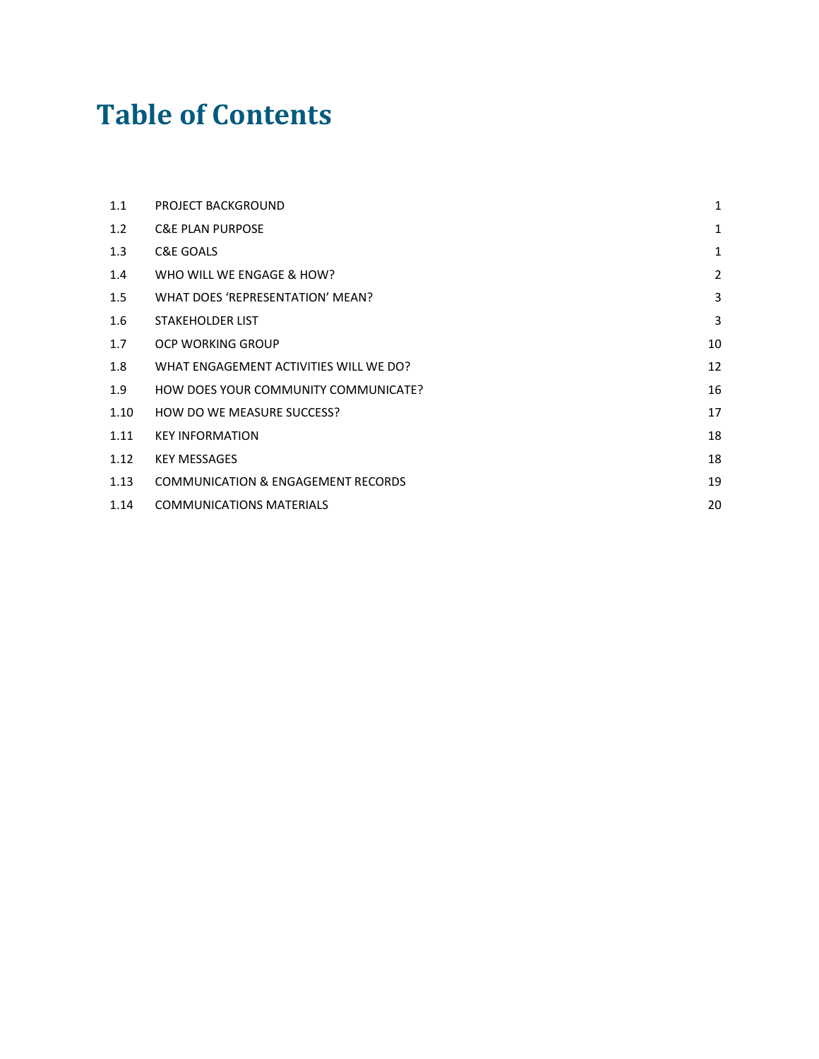# Table of Contents

| | | |
|---|---|---|
| 1.1 | PROJECT BACKGROUND | 1 |
| 1.2 | C&E PLAN PURPOSE | 1 |
| 1.3 | C&E GOALS | 1 |
| 1.4 | WHO WILL WE ENGAGE & HOW? | 2 |
| 1.5 | WHAT DOES 'REPRESENTATION' MEAN? | 3 |
| 1.6 | STAKEHOLDER LIST | 3 |
| 1.7 | OCP WORKING GROUP | 10 |
| 1.8 | WHAT ENGAGEMENT ACTIVITIES WILL WE DO? | 12 |
| 1.9 | HOW DOES YOUR COMMUNITY COMMUNICATE? | 16 |
| 1.10 | HOW DO WE MEASURE SUCCESS? | 17 |
| 1.11 | KEY INFORMATION | 18 |
| 1.12 | KEY MESSAGES | 18 |
| 1.13 | COMMUNICATION & ENGAGEMENT RECORDS | 19 |
| 1.14 | COMMUNICATIONS MATERIALS | 20 |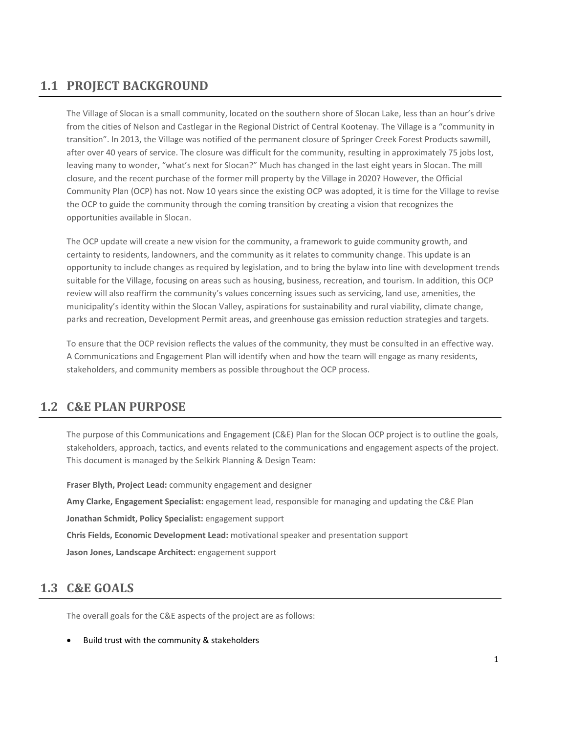## 1.1 PROJECT BACKGROUND

The Village of Slocan is a small community, located on the southern shore of Slocan Lake, less than an hour's drive from the cities of Nelson and Castlegar in the Regional District of Central Kootenay. The Village is a "community in transition". In 2013, the Village was notified of the permanent closure of Springer Creek Forest Products sawmill, after over 40 years of service. The closure was difficult for the community, resulting in approximately 75 jobs lost, leaving many to wonder, "what's next for Slocan?" Much has changed in the last eight years in Slocan. The mill closure, and the recent purchase of the former mill property by the Village in 2020? However, the Official Community Plan (OCP) has not. Now 10 years since the existing OCP was adopted, it is time for the Village to revise the OCP to guide the community through the coming transition by creating a vision that recognizes the opportunities available in Slocan.

The OCP update will create a new vision for the community, a framework to guide community growth, and certainty to residents, landowners, and the community as it relates to community change. This update is an opportunity to include changes as required by legislation, and to bring the bylaw into line with development trends suitable for the Village, focusing on areas such as housing, business, recreation, and tourism. In addition, this OCP review will also reaffirm the community's values concerning issues such as servicing, land use, amenities, the municipality's identity within the Slocan Valley, aspirations for sustainability and rural viability, climate change, parks and recreation, Development Permit areas, and greenhouse gas emission reduction strategies and targets.

To ensure that the OCP revision reflects the values of the community, they must be consulted in an effective way. A Communications and Engagement Plan will identify when and how the team will engage as many residents, stakeholders, and community members as possible throughout the OCP process.

## 1.2 C&E PLAN PURPOSE

The purpose of this Communications and Engagement (C&E) Plan for the Slocan OCP project is to outline the goals, stakeholders, approach, tactics, and events related to the communications and engagement aspects of the project. This document is managed by the Selkirk Planning & Design Team:

**Fraser Blyth, Project Lead:** community engagement and designer

**Amy Clarke, Engagement Specialist:** engagement lead, responsible for managing and updating the C&E Plan

**Jonathan Schmidt, Policy Specialist:** engagement support

**Chris Fields, Economic Development Lead:** motivational speaker and presentation support

**Jason Jones, Landscape Architect:** engagement support

## 1.3 C&E GOALS

The overall goals for the C&E aspects of the project are as follows:

- Build trust with the community & stakeholders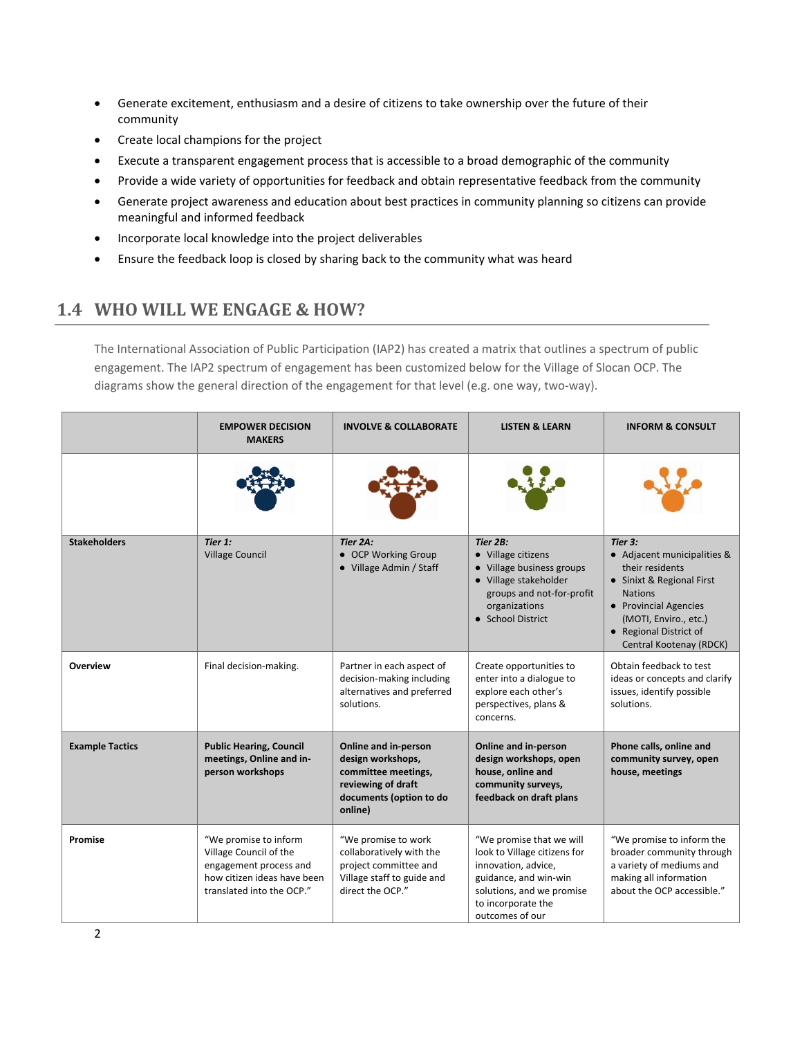- Generate excitement, enthusiasm and a desire of citizens to take ownership over the future of their community
- Create local champions for the project
- Execute a transparent engagement process that is accessible to a broad demographic of the community
- Provide a wide variety of opportunities for feedback and obtain representative feedback from the community
- Generate project awareness and education about best practices in community planning so citizens can provide meaningful and informed feedback
- Incorporate local knowledge into the project deliverables
- Ensure the feedback loop is closed by sharing back to the community what was heard

## 1.4 WHO WILL WE ENGAGE & HOW?

The International Association of Public Participation (IAP2) has created a matrix that outlines a spectrum of public engagement. The IAP2 spectrum of engagement has been customized below for the Village of Slocan OCP. The diagrams show the general direction of the engagement for that level (e.g. one way, two-way).

| | EMPOWER DECISION MAKERS | INVOLVE & COLLABORATE | LISTEN & LEARN | INFORM & CONSULT |
|---|---|---|---|---|
| | | | | |
| **Stakeholders** | *Tier 1:*<br>Village Council | *Tier 2A:*<br>• OCP Working Group<br>• Village Admin / Staff | *Tier 2B:*<br>• Village citizens<br>• Village business groups<br>• Village stakeholder groups and not-for-profit organizations<br>• School District | *Tier 3:*<br>• Adjacent municipalities & their residents<br>• Sinixt & Regional First Nations<br>• Provincial Agencies (MOTI, Enviro., etc.)<br>• Regional District of Central Kootenay (RDCK) |
| **Overview** | Final decision-making. | Partner in each aspect of decision-making including alternatives and preferred solutions. | Create opportunities to enter into a dialogue to explore each other's perspectives, plans & concerns. | Obtain feedback to test ideas or concepts and clarify issues, identify possible solutions. |
| **Example Tactics** | **Public Hearing, Council meetings, Online and in-person workshops** | **Online and in-person design workshops, committee meetings, reviewing of draft documents (option to do online)** | **Online and in-person design workshops, open house, online and community surveys, feedback on draft plans** | **Phone calls, online and community survey, open house, meetings** |
| **Promise** | "We promise to inform Village Council of the engagement process and how citizen ideas have been translated into the OCP." | "We promise to work collaboratively with the project committee and Village staff to guide and direct the OCP." | "We promise that we will look to Village citizens for innovation, advice, guidance, and win-win solutions, and we promise to incorporate the outcomes of our | "We promise to inform the broader community through a variety of mediums and making all information about the OCP accessible." |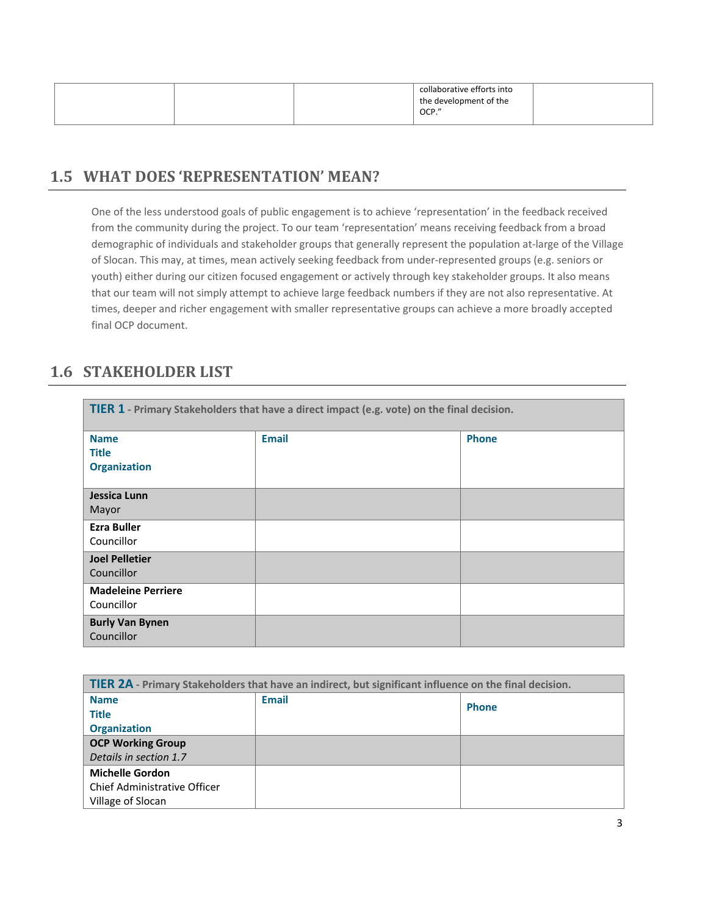| | | | collaborative efforts into the development of the OCP." | |
|---|---|---|---|---|

## 1.5 WHAT DOES 'REPRESENTATION' MEAN?

One of the less understood goals of public engagement is to achieve 'representation' in the feedback received from the community during the project. To our team 'representation' means receiving feedback from a broad demographic of individuals and stakeholder groups that generally represent the population at-large of the Village of Slocan. This may, at times, mean actively seeking feedback from under-represented groups (e.g. seniors or youth) either during our citizen focused engagement or actively through key stakeholder groups. It also means that our team will not simply attempt to achieve large feedback numbers if they are not also representative. At times, deeper and richer engagement with smaller representative groups can achieve a more broadly accepted final OCP document.

## 1.6 STAKEHOLDER LIST

| **TIER 1** - Primary Stakeholders that have a direct impact (e.g. vote) on the final decision. | | |
|---|---|---|
| **Name**<br>**Title**<br>**Organization** | **Email** | **Phone** |
| **Jessica Lunn**<br>Mayor | | |
| **Ezra Buller**<br>Councillor | | |
| **Joel Pelletier**<br>Councillor | | |
| **Madeleine Perriere**<br>Councillor | | |
| **Burly Van Bynen**<br>Councillor | | |

| **TIER 2A** - Primary Stakeholders that have an indirect, but significant influence on the final decision. | | |
|---|---|---|
| **Name**<br>**Title**<br>**Organization** | **Email** | **Phone** |
| **OCP Working Group**<br>*Details in section 1.7* | | |
| **Michelle Gordon**<br>Chief Administrative Officer<br>Village of Slocan | | |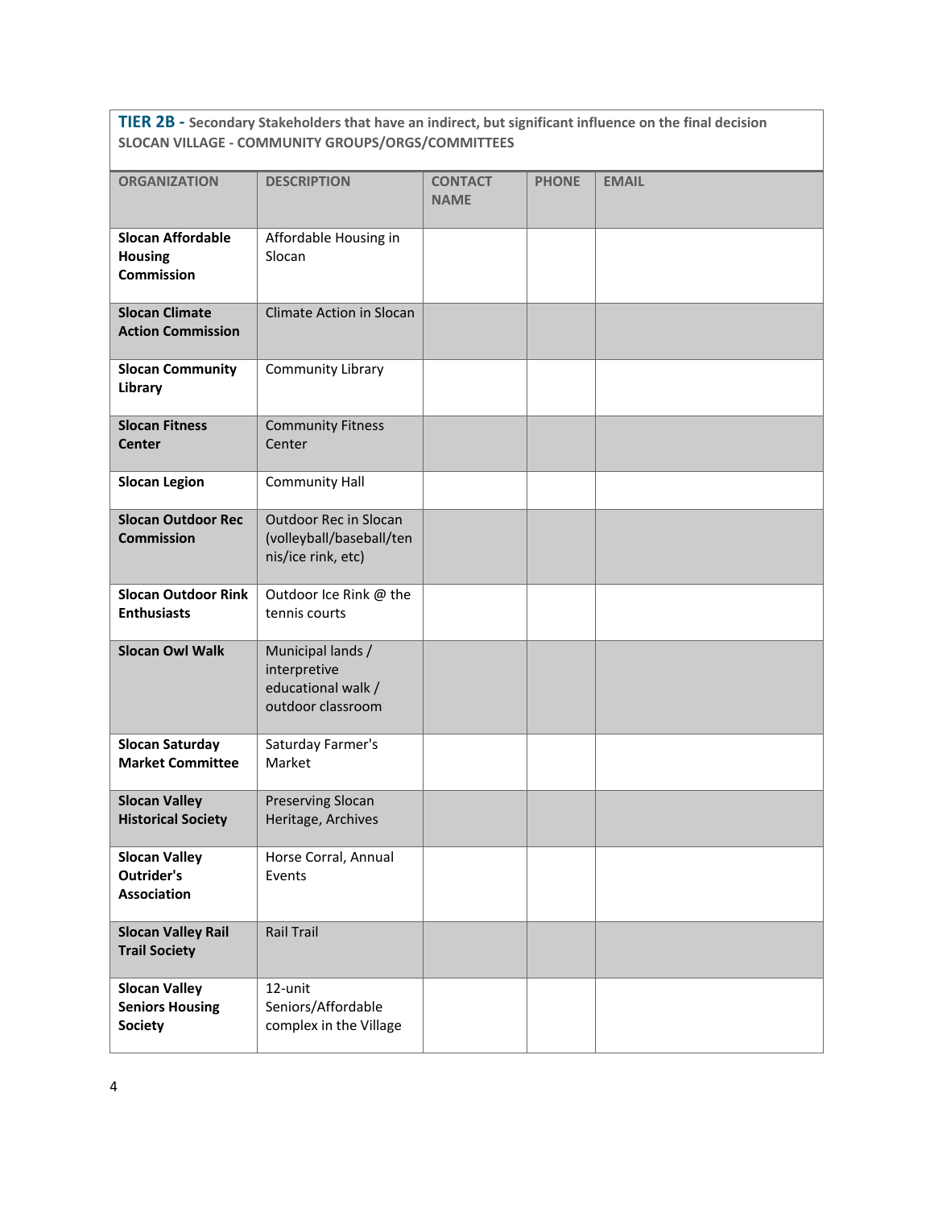**TIER 2B - Secondary Stakeholders that have an indirect, but significant influence on the final decision**
**SLOCAN VILLAGE - COMMUNITY GROUPS/ORGS/COMMITTEES**

| ORGANIZATION | DESCRIPTION | CONTACT NAME | PHONE | EMAIL |
|---|---|---|---|---|
| **Slocan Affordable Housing Commission** | Affordable Housing in Slocan | | | |
| **Slocan Climate Action Commission** | Climate Action in Slocan | | | |
| **Slocan Community Library** | Community Library | | | |
| **Slocan Fitness Center** | Community Fitness Center | | | |
| **Slocan Legion** | Community Hall | | | |
| **Slocan Outdoor Rec Commission** | Outdoor Rec in Slocan (volleyball/baseball/tennis/ice rink, etc) | | | |
| **Slocan Outdoor Rink Enthusiasts** | Outdoor Ice Rink @ the tennis courts | | | |
| **Slocan Owl Walk** | Municipal lands / interpretive educational walk / outdoor classroom | | | |
| **Slocan Saturday Market Committee** | Saturday Farmer's Market | | | |
| **Slocan Valley Historical Society** | Preserving Slocan Heritage, Archives | | | |
| **Slocan Valley Outrider's Association** | Horse Corral, Annual Events | | | |
| **Slocan Valley Rail Trail Society** | Rail Trail | | | |
| **Slocan Valley Seniors Housing Society** | 12-unit Seniors/Affordable complex in the Village | | | |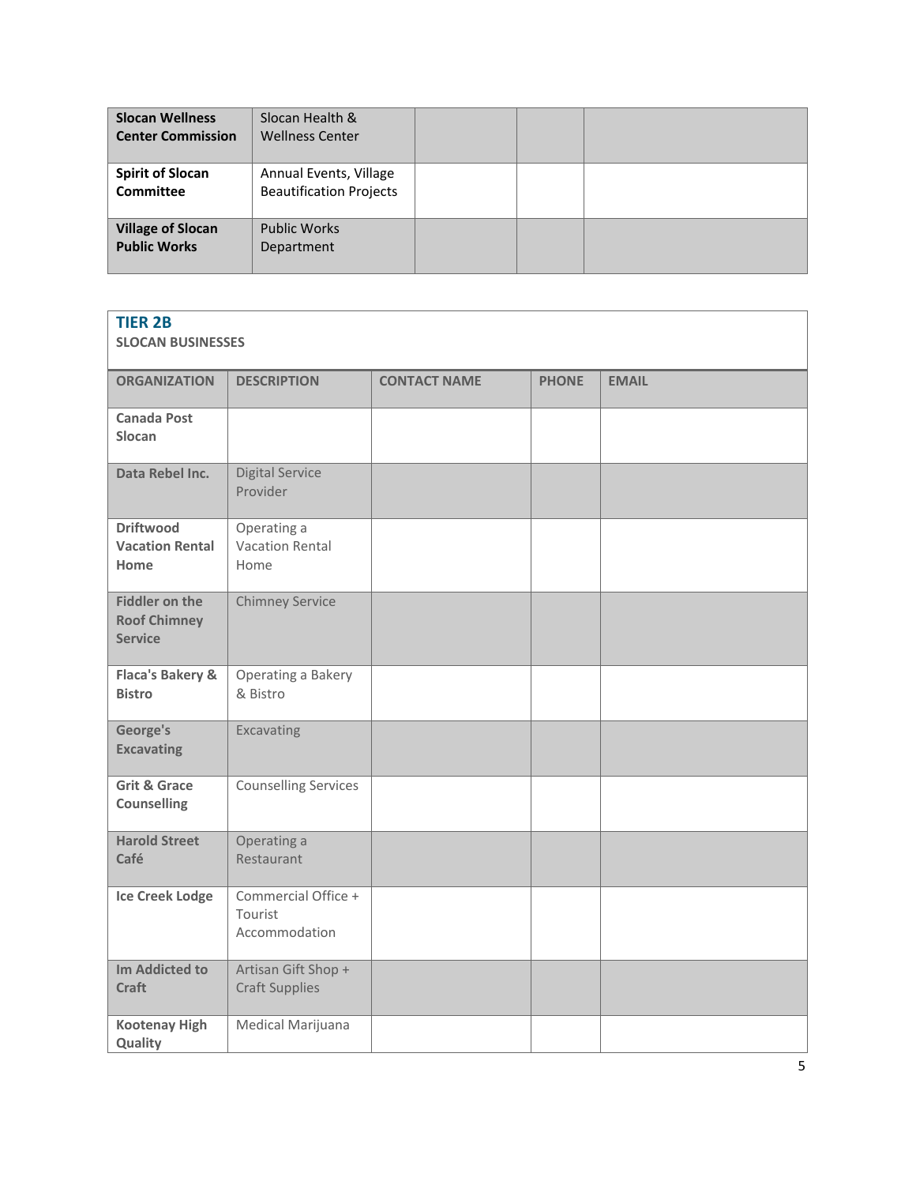| | | | | |
|---|---|---|---|---|
| **Slocan Wellness Center Commission** | Slocan Health & Wellness Center | | | |
| **Spirit of Slocan Committee** | Annual Events, Village Beautification Projects | | | |
| **Village of Slocan Public Works** | Public Works Department | | | |

## TIER 2B

**SLOCAN BUSINESSES**

| ORGANIZATION | DESCRIPTION | CONTACT NAME | PHONE | EMAIL |
|---|---|---|---|---|
| **Canada Post Slocan** | | | | |
| **Data Rebel Inc.** | Digital Service Provider | | | |
| **Driftwood Vacation Rental Home** | Operating a Vacation Rental Home | | | |
| **Fiddler on the Roof Chimney Service** | Chimney Service | | | |
| **Flaca's Bakery & Bistro** | Operating a Bakery & Bistro | | | |
| **George's Excavating** | Excavating | | | |
| **Grit & Grace Counselling** | Counselling Services | | | |
| **Harold Street Café** | Operating a Restaurant | | | |
| **Ice Creek Lodge** | Commercial Office + Tourist Accommodation | | | |
| **Im Addicted to Craft** | Artisan Gift Shop + Craft Supplies | | | |
| **Kootenay High Quality** | Medical Marijuana | | | |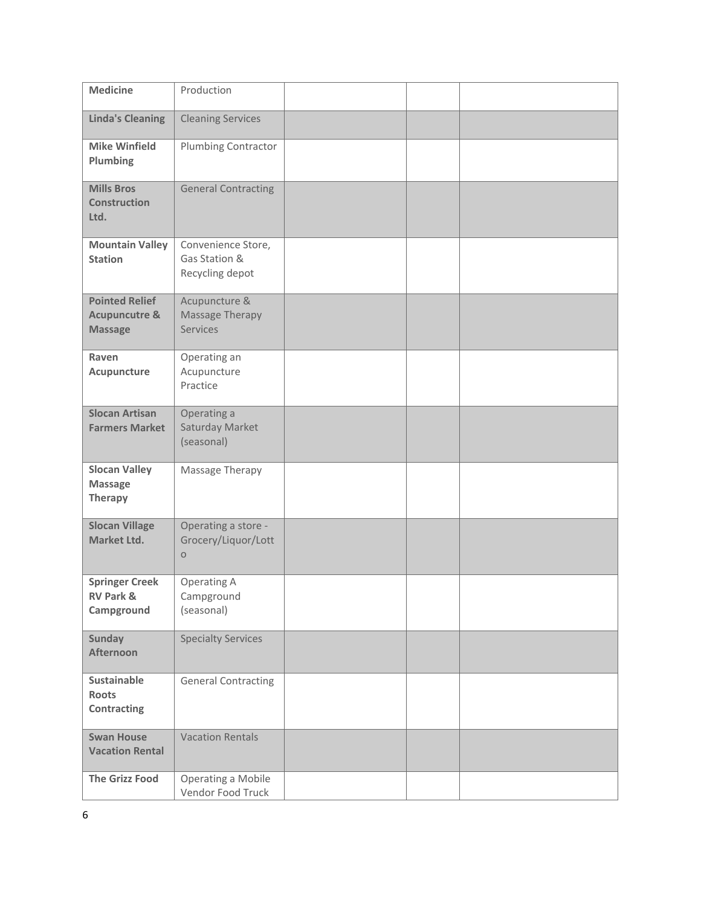| | | | | |
|---|---|---|---|---|
| **Medicine** | Production | | | |
| **Linda's Cleaning** | Cleaning Services | | | |
| **Mike Winfield Plumbing** | Plumbing Contractor | | | |
| **Mills Bros Construction Ltd.** | General Contracting | | | |
| **Mountain Valley Station** | Convenience Store, Gas Station & Recycling depot | | | |
| **Pointed Relief Acupuncutre & Massage** | Acupuncture & Massage Therapy Services | | | |
| **Raven Acupuncture** | Operating an Acupuncture Practice | | | |
| **Slocan Artisan Farmers Market** | Operating a Saturday Market (seasonal) | | | |
| **Slocan Valley Massage Therapy** | Massage Therapy | | | |
| **Slocan Village Market Ltd.** | Operating a store - Grocery/Liquor/Lotto | | | |
| **Springer Creek RV Park & Campground** | Operating A Campground (seasonal) | | | |
| **Sunday Afternoon** | Specialty Services | | | |
| **Sustainable Roots Contracting** | General Contracting | | | |
| **Swan House Vacation Rental** | Vacation Rentals | | | |
| **The Grizz Food** | Operating a Mobile Vendor Food Truck | | | |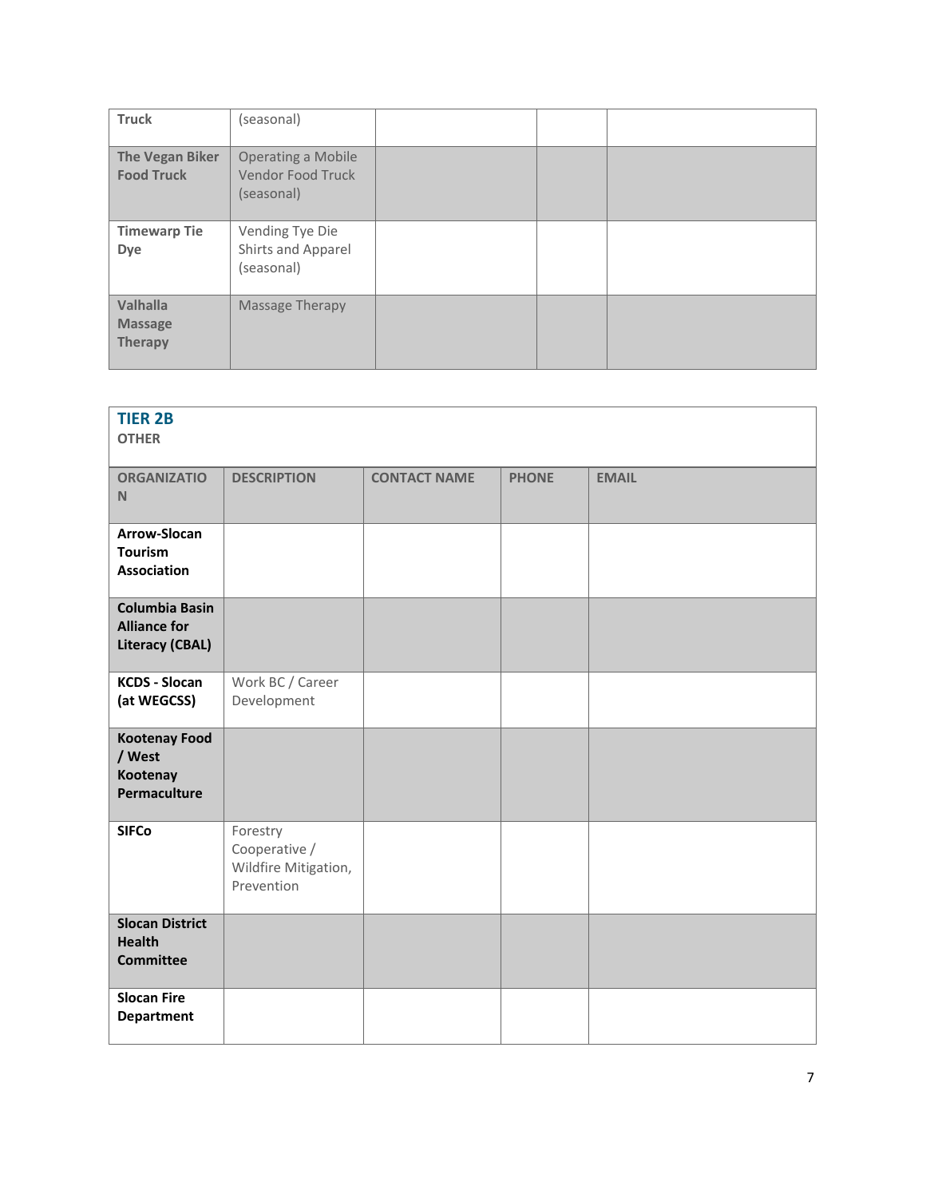| | | | | |
|---|---|---|---|---|
| **Truck** | (seasonal) | | | |
| **The Vegan Biker Food Truck** | Operating a Mobile Vendor Food Truck (seasonal) | | | |
| **Timewarp Tie Dye** | Vending Tye Die Shirts and Apparel (seasonal) | | | |
| **Valhalla Massage Therapy** | Massage Therapy | | | |

## TIER 2B

**OTHER**

| ORGANIZATION | DESCRIPTION | CONTACT NAME | PHONE | EMAIL |
|---|---|---|---|---|
| **Arrow-Slocan Tourism Association** | | | | |
| **Columbia Basin Alliance for Literacy (CBAL)** | | | | |
| **KCDS - Slocan (at WEGCSS)** | Work BC / Career Development | | | |
| **Kootenay Food / West Kootenay Permaculture** | | | | |
| **SIFCo** | Forestry Cooperative / Wildfire Mitigation, Prevention | | | |
| **Slocan District Health Committee** | | | | |
| **Slocan Fire Department** | | | | |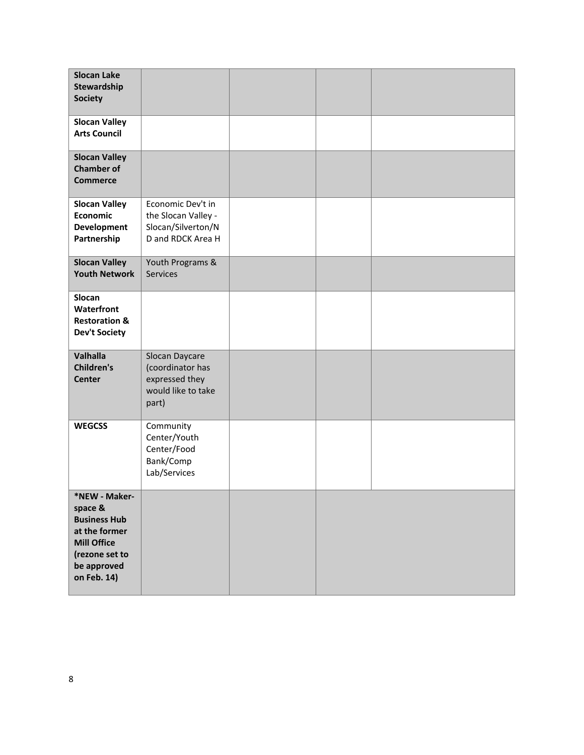| | | | | |
|---|---|---|---|---|
| **Slocan Lake Stewardship Society** | | | | |
| **Slocan Valley Arts Council** | | | | |
| **Slocan Valley Chamber of Commerce** | | | | |
| **Slocan Valley Economic Development Partnership** | Economic Dev't in the Slocan Valley - Slocan/Silverton/ND and RDCK Area H | | | |
| **Slocan Valley Youth Network** | Youth Programs & Services | | | |
| **Slocan Waterfront Restoration & Dev't Society** | | | | |
| **Valhalla Children's Center** | Slocan Daycare (coordinator has expressed they would like to take part) | | | |
| **WEGCSS** | Community Center/Youth Center/Food Bank/Comp Lab/Services | | | |
| **\*NEW - Maker-space & Business Hub at the former Mill Office (rezone set to be approved on Feb. 14)** | | | | |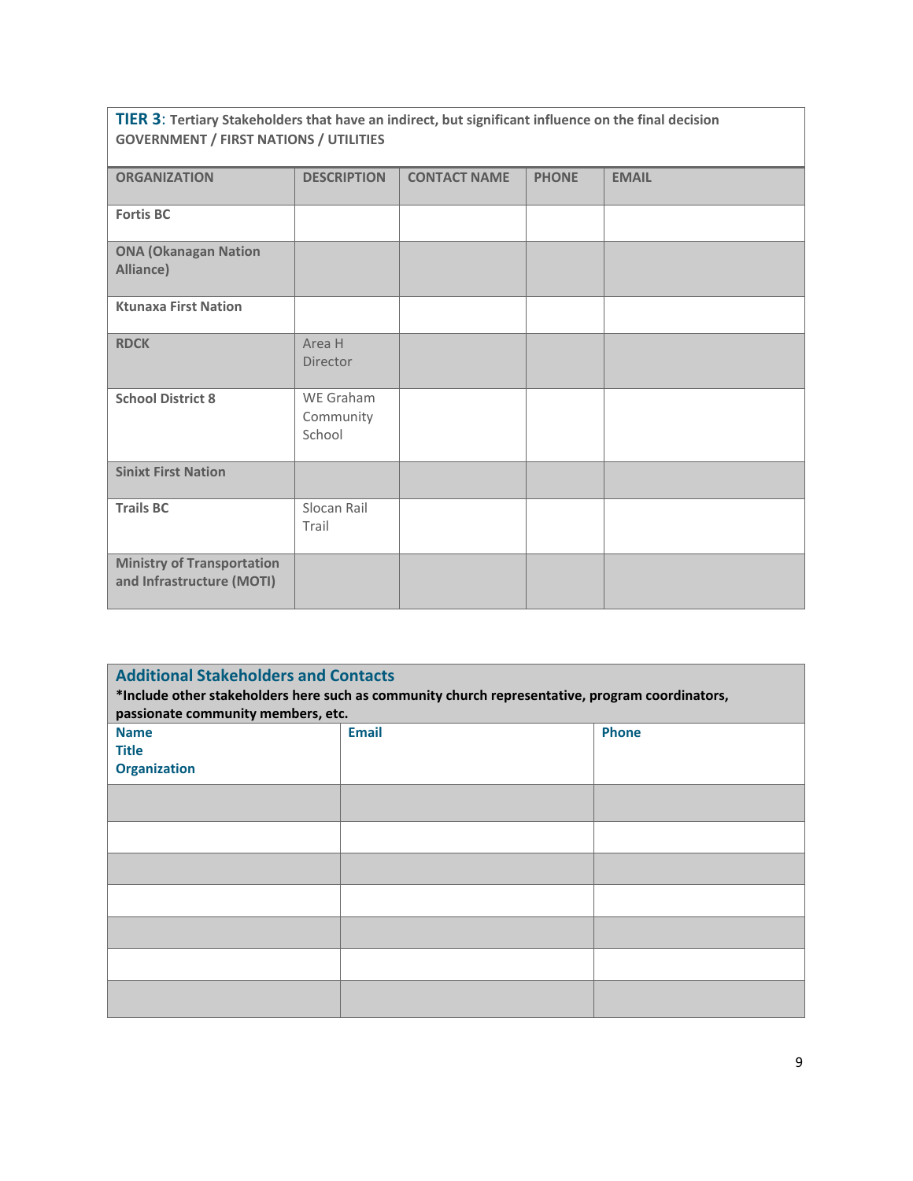**TIER 3**: **Tertiary Stakeholders that have an indirect, but significant influence on the final decision**
**GOVERNMENT / FIRST NATIONS / UTILITIES**

| ORGANIZATION | DESCRIPTION | CONTACT NAME | PHONE | EMAIL |
|---|---|---|---|---|
| **Fortis BC** | | | | |
| **ONA (Okanagan Nation Alliance)** | | | | |
| **Ktunaxa First Nation** | | | | |
| **RDCK** | Area H Director | | | |
| **School District 8** | WE Graham Community School | | | |
| **Sinixt First Nation** | | | | |
| **Trails BC** | Slocan Rail Trail | | | |
| **Ministry of Transportation and Infrastructure (MOTI)** | | | | |

**Additional Stakeholders and Contacts**
***Include other stakeholders here such as community church representative, program coordinators, passionate community members, etc.**

| Name<br>Title<br>Organization | Email | Phone |
|---|---|---|
| | | |
| | | |
| | | |
| | | |
| | | |
| | | |
| | | |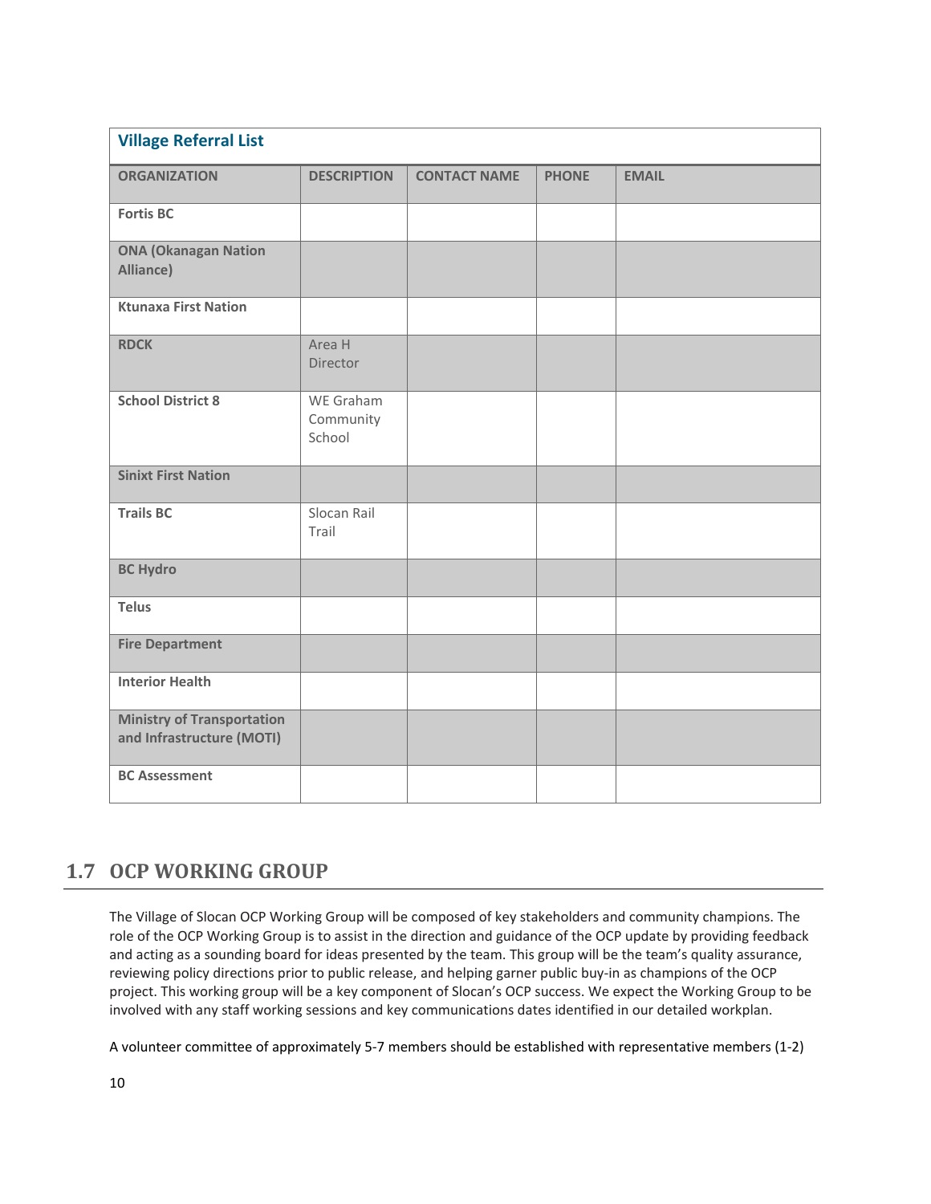| Village Referral List | | | | |
|---|---|---|---|---|
| **ORGANIZATION** | **DESCRIPTION** | **CONTACT NAME** | **PHONE** | **EMAIL** |
| **Fortis BC** | | | | |
| **ONA (Okanagan Nation Alliance)** | | | | |
| **Ktunaxa First Nation** | | | | |
| **RDCK** | Area H Director | | | |
| **School District 8** | WE Graham Community School | | | |
| **Sinixt First Nation** | | | | |
| **Trails BC** | Slocan Rail Trail | | | |
| **BC Hydro** | | | | |
| **Telus** | | | | |
| **Fire Department** | | | | |
| **Interior Health** | | | | |
| **Ministry of Transportation and Infrastructure (MOTI)** | | | | |
| **BC Assessment** | | | | |

## 1.7 OCP WORKING GROUP

The Village of Slocan OCP Working Group will be composed of key stakeholders and community champions. The role of the OCP Working Group is to assist in the direction and guidance of the OCP update by providing feedback and acting as a sounding board for ideas presented by the team. This group will be the team's quality assurance, reviewing policy directions prior to public release, and helping garner public buy-in as champions of the OCP project. This working group will be a key component of Slocan's OCP success. We expect the Working Group to be involved with any staff working sessions and key communications dates identified in our detailed workplan.

A volunteer committee of approximately 5-7 members should be established with representative members (1-2)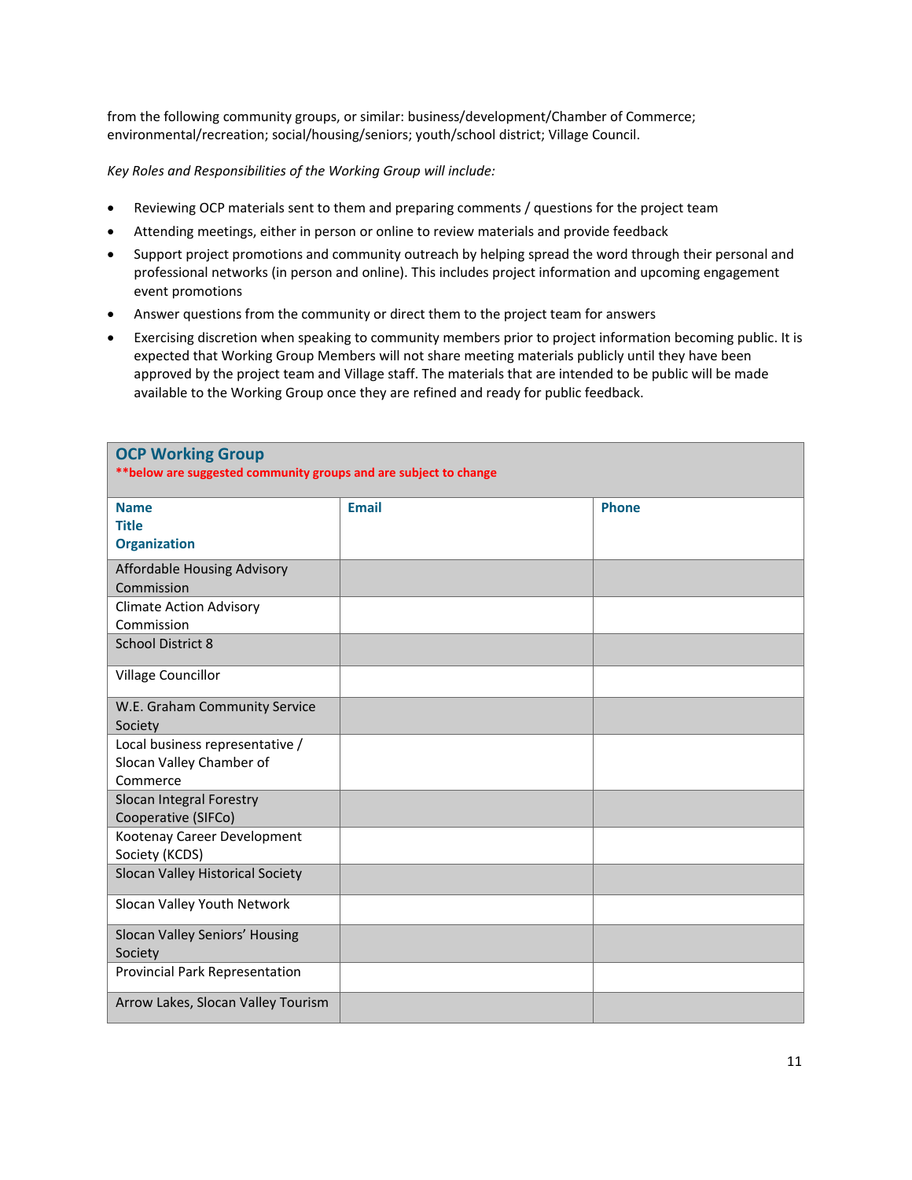from the following community groups, or similar: business/development/Chamber of Commerce; environmental/recreation; social/housing/seniors; youth/school district; Village Council.

*Key Roles and Responsibilities of the Working Group will include:*

- Reviewing OCP materials sent to them and preparing comments / questions for the project team
- Attending meetings, either in person or online to review materials and provide feedback
- Support project promotions and community outreach by helping spread the word through their personal and professional networks (in person and online). This includes project information and upcoming engagement event promotions
- Answer questions from the community or direct them to the project team for answers
- Exercising discretion when speaking to community members prior to project information becoming public. It is expected that Working Group Members will not share meeting materials publicly until they have been approved by the project team and Village staff. The materials that are intended to be public will be made available to the Working Group once they are refined and ready for public feedback.

| **OCP Working Group**<br>**\*\*below are suggested community groups and are subject to change** | | |
|---|---|---|
| **Name<br>Title<br>Organization** | **Email** | **Phone** |
| Affordable Housing Advisory Commission | | |
| Climate Action Advisory Commission | | |
| School District 8 | | |
| Village Councillor | | |
| W.E. Graham Community Service Society | | |
| Local business representative / Slocan Valley Chamber of Commerce | | |
| Slocan Integral Forestry Cooperative (SIFCo) | | |
| Kootenay Career Development Society (KCDS) | | |
| Slocan Valley Historical Society | | |
| Slocan Valley Youth Network | | |
| Slocan Valley Seniors' Housing Society | | |
| Provincial Park Representation | | |
| Arrow Lakes, Slocan Valley Tourism | | |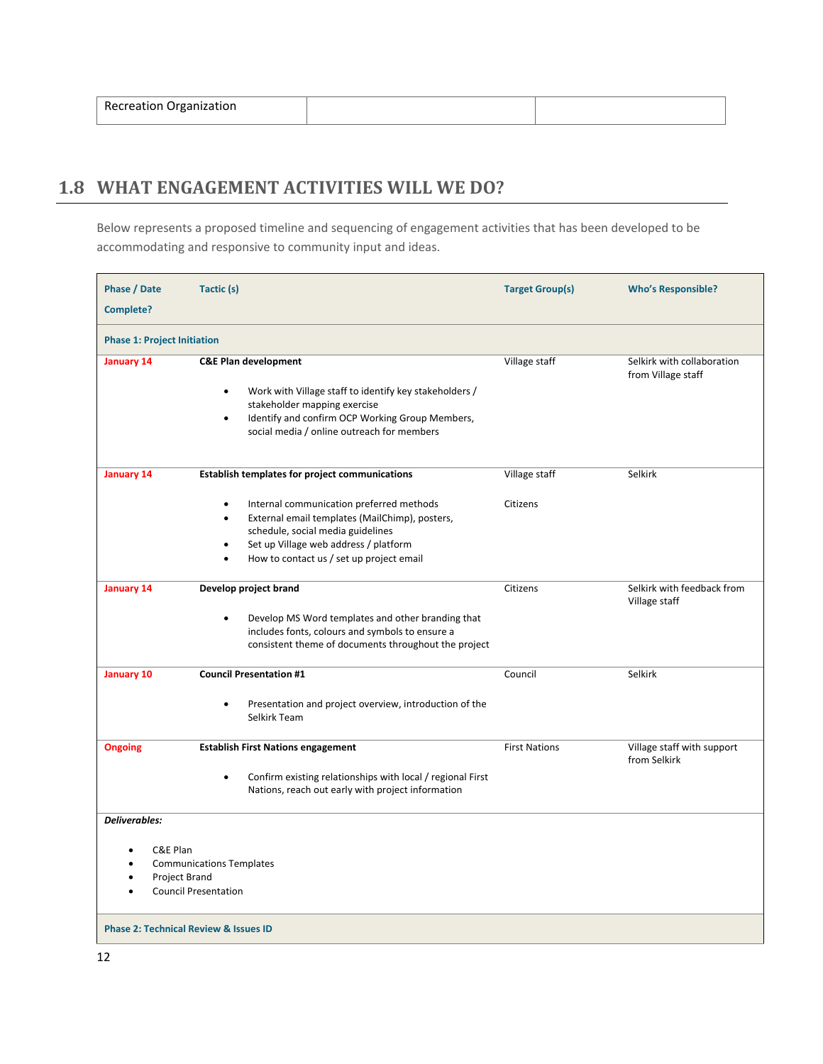| Recreation Organization | | |
|---|---|---|

## 1.8 WHAT ENGAGEMENT ACTIVITIES WILL WE DO?

Below represents a proposed timeline and sequencing of engagement activities that has been developed to be accommodating and responsive to community input and ideas.

| Phase / Date Complete? | Tactic (s) | Target Group(s) | Who's Responsible? |
|---|---|---|---|
| **Phase 1: Project Initiation** | | | |
| January 14 | **C&E Plan development**<br>• Work with Village staff to identify key stakeholders / stakeholder mapping exercise<br>• Identify and confirm OCP Working Group Members, social media / online outreach for members | Village staff | Selkirk with collaboration from Village staff |
| January 14 | **Establish templates for project communications**<br>• Internal communication preferred methods<br>• External email templates (MailChimp), posters, schedule, social media guidelines<br>• Set up Village web address / platform<br>• How to contact us / set up project email | Village staff<br><br>Citizens | Selkirk |
| January 14 | **Develop project brand**<br>• Develop MS Word templates and other branding that includes fonts, colours and symbols to ensure a consistent theme of documents throughout the project | Citizens | Selkirk with feedback from Village staff |
| January 10 | **Council Presentation #1**<br>• Presentation and project overview, introduction of the Selkirk Team | Council | Selkirk |
| Ongoing | **Establish First Nations engagement**<br>• Confirm existing relationships with local / regional First Nations, reach out early with project information | First Nations | Village staff with support from Selkirk |
| ***Deliverables:***<br>• C&E Plan<br>• Communications Templates<br>• Project Brand<br>• Council Presentation | | | |
| **Phase 2: Technical Review & Issues ID** | | | |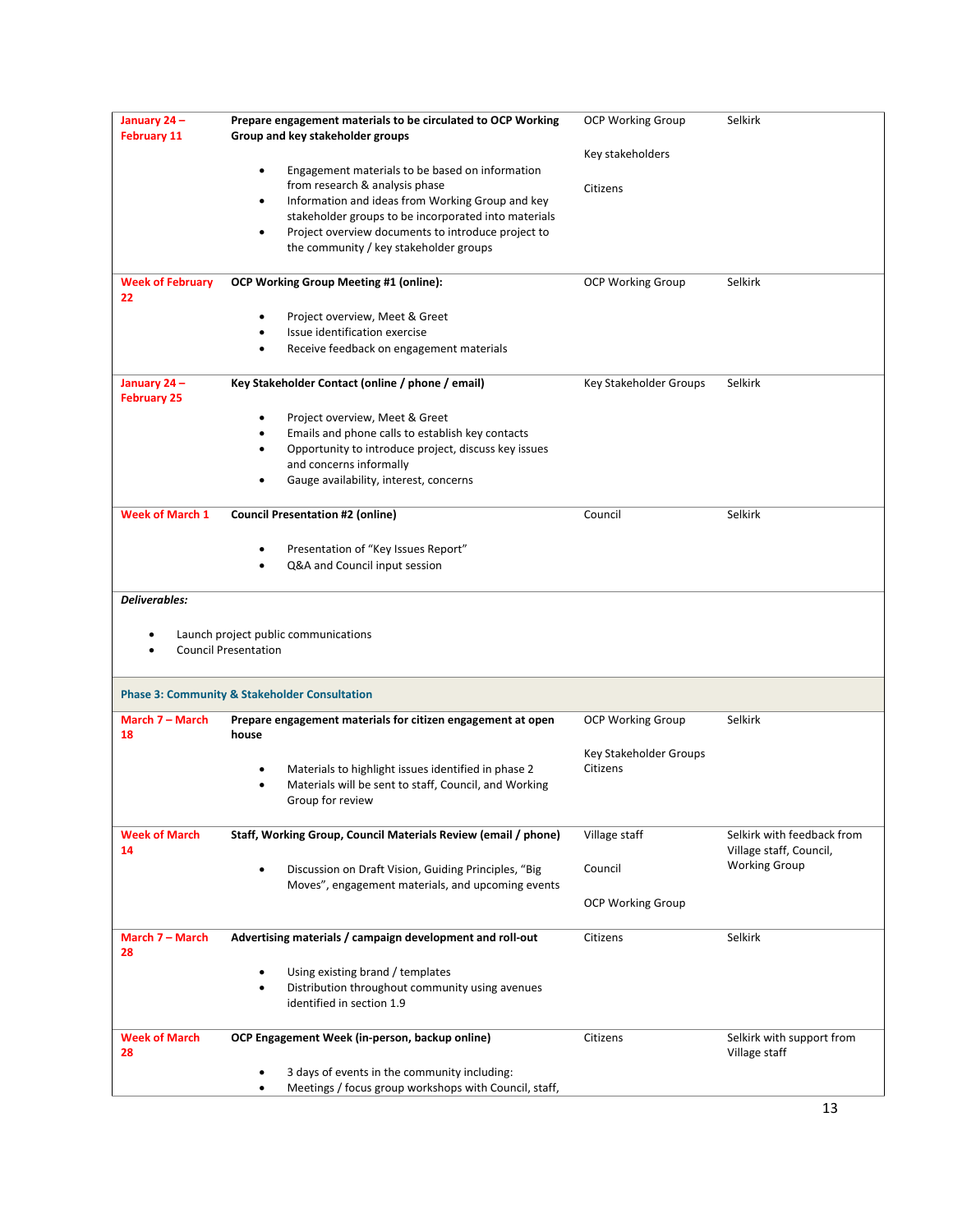| | | | |
|---|---|---|---|
| January 24 – February 11 | **Prepare engagement materials to be circulated to OCP Working Group and key stakeholder groups**<br><br>• Engagement materials to be based on information from research & analysis phase<br>• Information and ideas from Working Group and key stakeholder groups to be incorporated into materials<br>• Project overview documents to introduce project to the community / key stakeholder groups | OCP Working Group<br><br>Key stakeholders<br><br>Citizens | Selkirk |
| Week of February 22 | **OCP Working Group Meeting #1 (online):**<br><br>• Project overview, Meet & Greet<br>• Issue identification exercise<br>• Receive feedback on engagement materials | OCP Working Group | Selkirk |
| January 24 – February 25 | **Key Stakeholder Contact (online / phone / email)**<br><br>• Project overview, Meet & Greet<br>• Emails and phone calls to establish key contacts<br>• Opportunity to introduce project, discuss key issues and concerns informally<br>• Gauge availability, interest, concerns | Key Stakeholder Groups | Selkirk |
| Week of March 1 | **Council Presentation #2 (online)**<br><br>• Presentation of "Key Issues Report"<br>• Q&A and Council input session | Council | Selkirk |
| ***Deliverables:***<br><br>• Launch project public communications<br>• Council Presentation | | | |
| **Phase 3: Community & Stakeholder Consultation** | | | |
| March 7 – March 18 | **Prepare engagement materials for citizen engagement at open house**<br><br>• Materials to highlight issues identified in phase 2<br>• Materials will be sent to staff, Council, and Working Group for review | OCP Working Group<br><br>Key Stakeholder Groups<br>Citizens | Selkirk |
| Week of March 14 | **Staff, Working Group, Council Materials Review (email / phone)**<br><br>• Discussion on Draft Vision, Guiding Principles, "Big Moves", engagement materials, and upcoming events | Village staff<br><br>Council<br><br>OCP Working Group | Selkirk with feedback from Village staff, Council, Working Group |
| March 7 – March 28 | **Advertising materials / campaign development and roll-out**<br><br>• Using existing brand / templates<br>• Distribution throughout community using avenues identified in section 1.9 | Citizens | Selkirk |
| Week of March 28 | **OCP Engagement Week (in-person, backup online)**<br><br>• 3 days of events in the community including:<br>• Meetings / focus group workshops with Council, staff, | Citizens | Selkirk with support from Village staff |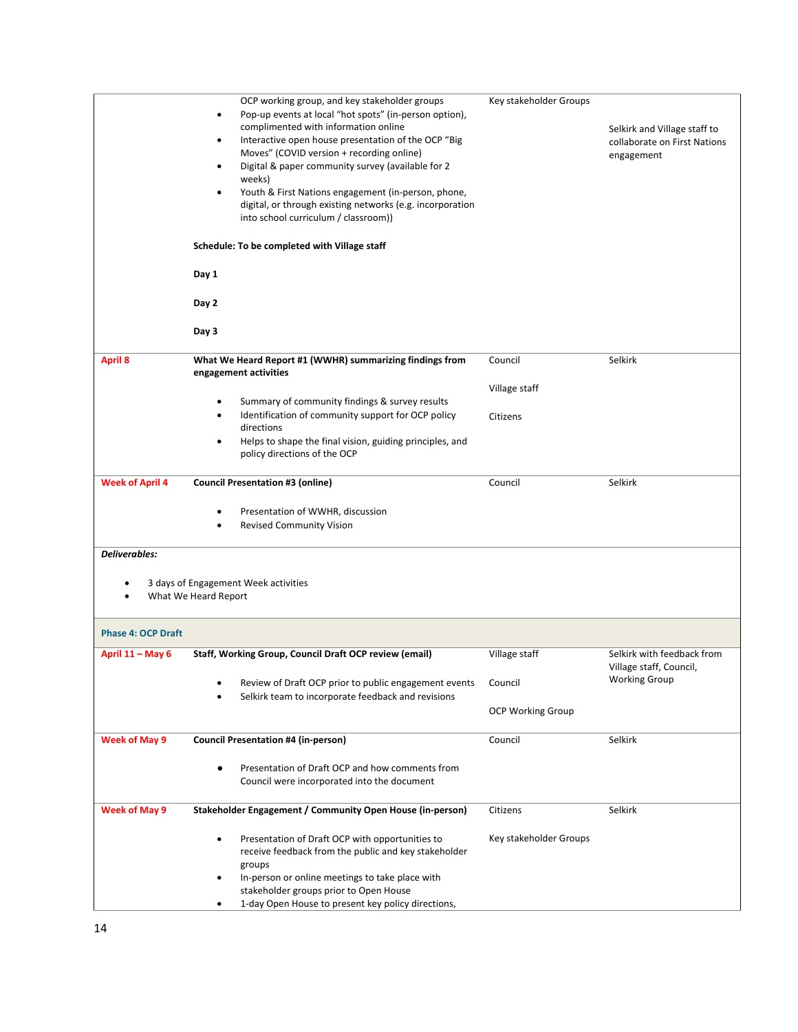| | | | |
|---|---|---|---|
| | OCP working group, and key stakeholder groups<br>• Pop-up events at local "hot spots" (in-person option), complimented with information online<br>• Interactive open house presentation of the OCP "Big Moves" (COVID version + recording online)<br>• Digital & paper community survey (available for 2 weeks)<br>• Youth & First Nations engagement (in-person, phone, digital, or through existing networks (e.g. incorporation into school curriculum / classroom))<br><br>**Schedule: To be completed with Village staff**<br><br>**Day 1**<br><br>**Day 2**<br><br>**Day 3** | Key stakeholder Groups | Selkirk and Village staff to collaborate on First Nations engagement |
| April 8 | **What We Heard Report #1 (WWHR) summarizing findings from engagement activities**<br>• Summary of community findings & survey results<br>• Identification of community support for OCP policy directions<br>• Helps to shape the final vision, guiding principles, and policy directions of the OCP | Council<br><br>Village staff<br><br>Citizens | Selkirk |
| Week of April 4 | **Council Presentation #3 (online)**<br>• Presentation of WWHR, discussion<br>• Revised Community Vision | Council | Selkirk |
| ***Deliverables:***<br>• 3 days of Engagement Week activities<br>• What We Heard Report | | | |
| **Phase 4: OCP Draft** | | | |
| April 11 – May 6 | **Staff, Working Group, Council Draft OCP review (email)**<br>• Review of Draft OCP prior to public engagement events<br>• Selkirk team to incorporate feedback and revisions | Village staff<br><br>Council<br><br>OCP Working Group | Selkirk with feedback from Village staff, Council, Working Group |
| Week of May 9 | **Council Presentation #4 (in-person)**<br>• Presentation of Draft OCP and how comments from Council were incorporated into the document | Council | Selkirk |
| Week of May 9 | **Stakeholder Engagement / Community Open House (in-person)**<br>• Presentation of Draft OCP with opportunities to receive feedback from the public and key stakeholder groups<br>• In-person or online meetings to take place with stakeholder groups prior to Open House<br>• 1-day Open House to present key policy directions, | Citizens<br><br>Key stakeholder Groups | Selkirk |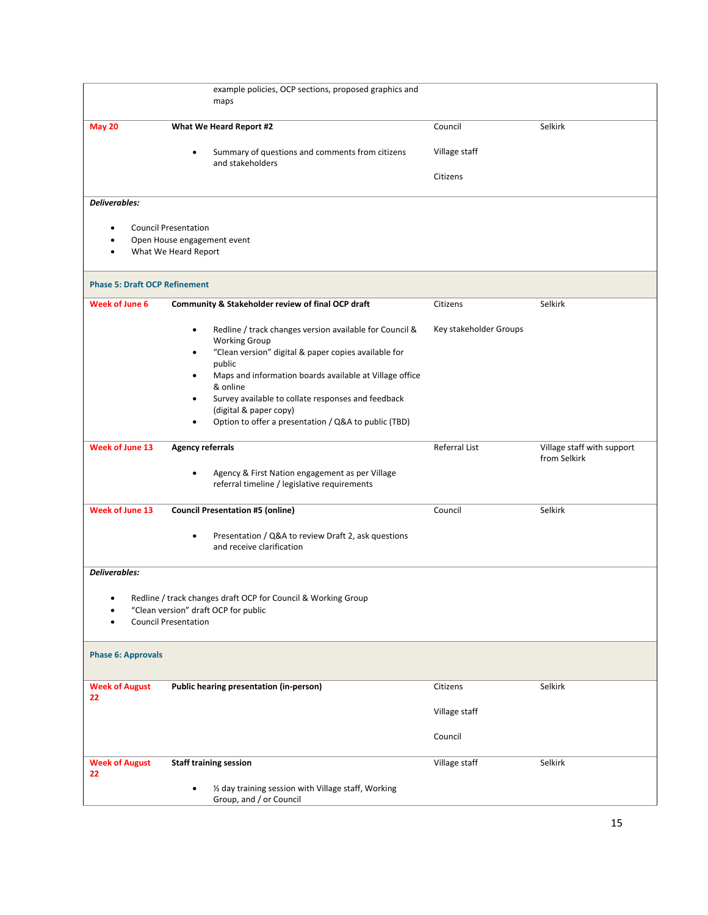| | | | |
|---|---|---|---|
| | example policies, OCP sections, proposed graphics and maps | | |
| **May 20** | **What We Heard Report #2**<br>• Summary of questions and comments from citizens and stakeholders | Council<br>Village staff<br>Citizens | Selkirk |
| ***Deliverables:***<br>• Council Presentation<br>• Open House engagement event<br>• What We Heard Report | | | |
| **Phase 5: Draft OCP Refinement** | | | |
| **Week of June 6** | **Community & Stakeholder review of final OCP draft**<br>• Redline / track changes version available for Council & Working Group<br>• "Clean version" digital & paper copies available for public<br>• Maps and information boards available at Village office & online<br>• Survey available to collate responses and feedback (digital & paper copy)<br>• Option to offer a presentation / Q&A to public (TBD) | Citizens<br>Key stakeholder Groups | Selkirk |
| **Week of June 13** | **Agency referrals**<br>• Agency & First Nation engagement as per Village referral timeline / legislative requirements | Referral List | Village staff with support from Selkirk |
| **Week of June 13** | **Council Presentation #5 (online)**<br>• Presentation / Q&A to review Draft 2, ask questions and receive clarification | Council | Selkirk |
| ***Deliverables:***<br>• Redline / track changes draft OCP for Council & Working Group<br>• "Clean version" draft OCP for public<br>• Council Presentation | | | |
| **Phase 6: Approvals** | | | |
| **Week of August 22** | **Public hearing presentation (in-person)** | Citizens<br>Village staff<br>Council | Selkirk |
| **Week of August 22** | **Staff training session**<br>• ½ day training session with Village staff, Working Group, and / or Council | Village staff | Selkirk |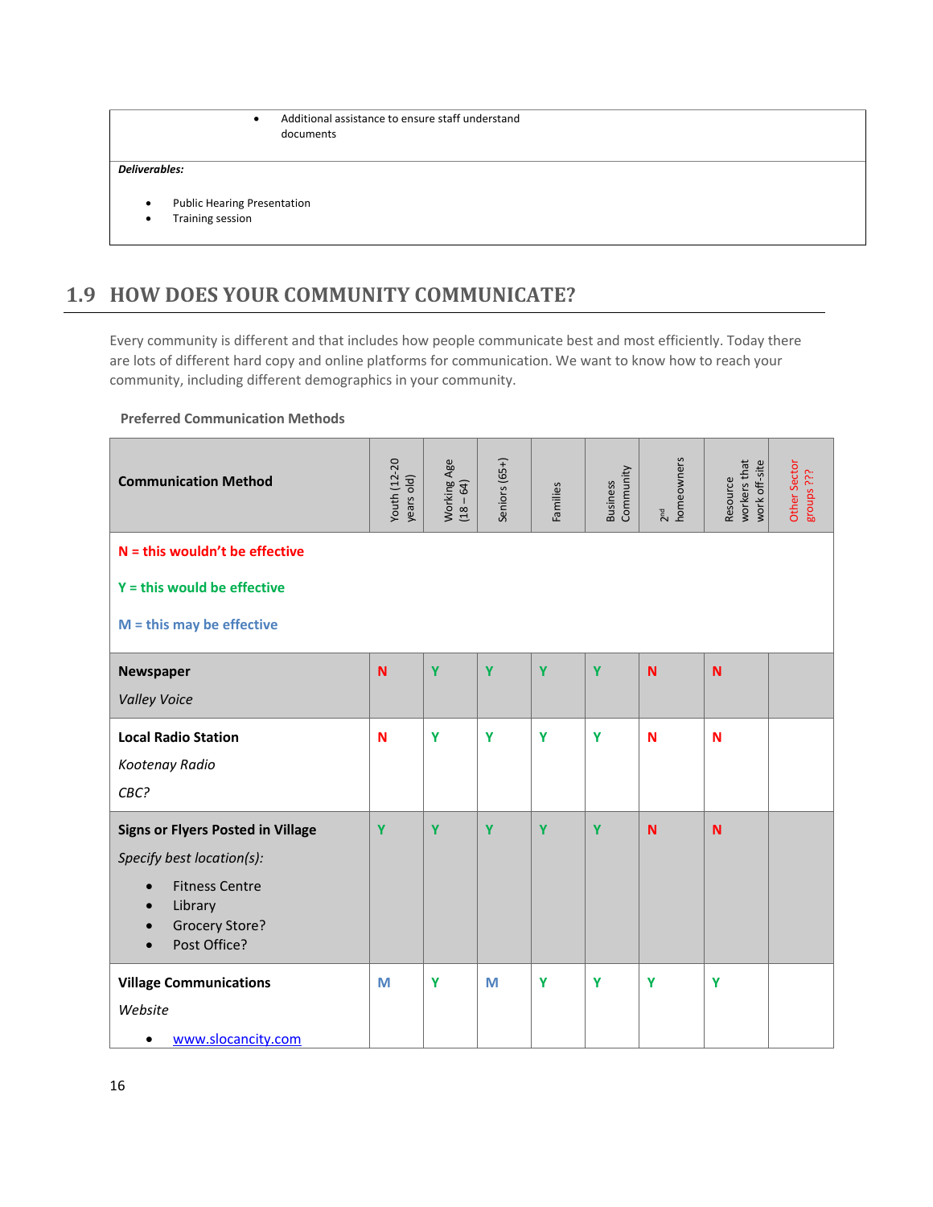| | • Additional assistance to ensure staff understand documents |
|---|---|

***Deliverables:***

- Public Hearing Presentation
- Training session

## 1.9 HOW DOES YOUR COMMUNITY COMMUNICATE?

Every community is different and that includes how people communicate best and most efficiently. Today there are lots of different hard copy and online platforms for communication. We want to know how to reach your community, including different demographics in your community.

**Preferred Communication Methods**

| Communication Method | Youth (12-20 years old) | Working Age (18 – 64) | Seniors (65+) | Families | Business Community | 2nd homeowners | Resource workers that work off-site | Other Sector groups ??? |
|---|---|---|---|---|---|---|---|---|
| **N = this wouldn't be effective**<br><br>**Y = this would be effective**<br><br>**M = this may be effective** | | | | | | | | |
| **Newspaper**<br>*Valley Voice* | N | Y | Y | Y | Y | N | N | |
| **Local Radio Station**<br>*Kootenay Radio*<br>*CBC?* | N | Y | Y | Y | Y | N | N | |
| **Signs or Flyers Posted in Village**<br>*Specify best location(s):*<br>• Fitness Centre<br>• Library<br>• Grocery Store?<br>• Post Office? | Y | Y | Y | Y | Y | N | N | |
| **Village Communications**<br>*Website*<br>• www.slocancity.com | M | Y | M | Y | Y | Y | Y | |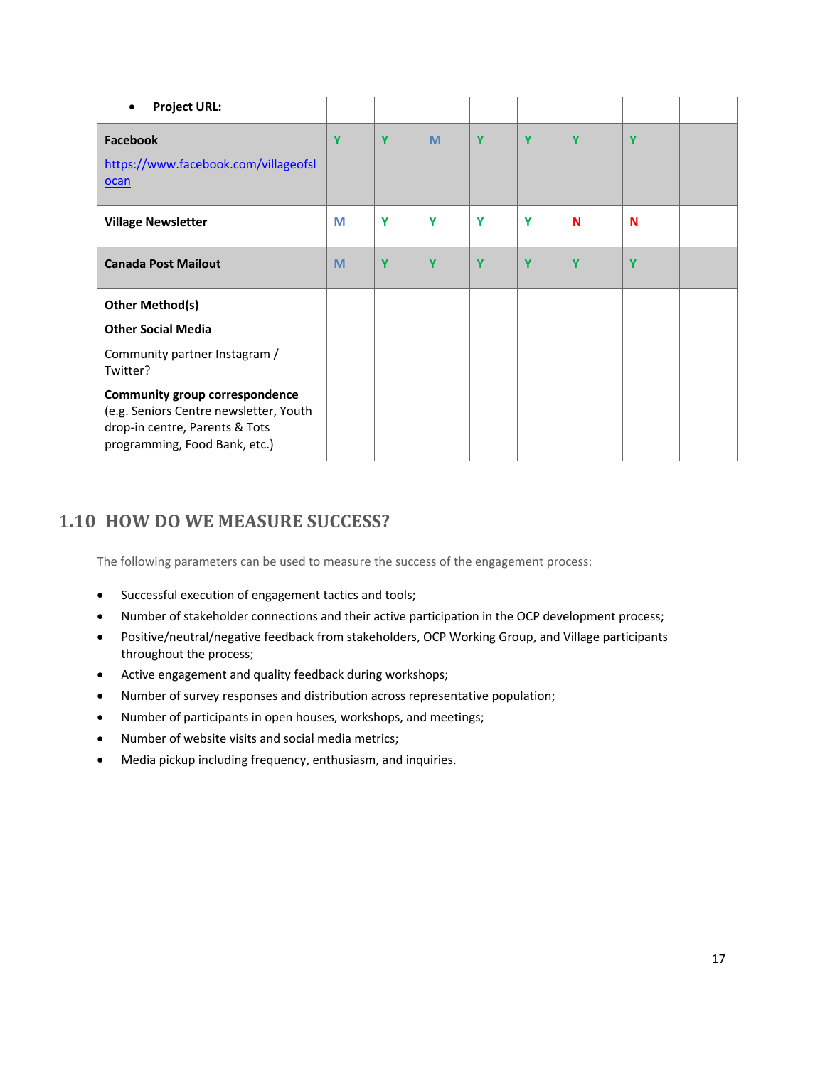| • **Project URL:** | | | | | | | | |
|---|---|---|---|---|---|---|---|---|
| **Facebook** https://www.facebook.com/villageofslocan | Y | Y | M | Y | Y | Y | Y | |
| **Village Newsletter** | M | Y | Y | Y | Y | N | N | |
| **Canada Post Mailout** | M | Y | Y | Y | Y | Y | Y | |
| **Other Method(s)** <br> **Other Social Media** <br> Community partner Instagram / Twitter? <br> **Community group correspondence** (e.g. Seniors Centre newsletter, Youth drop-in centre, Parents & Tots programming, Food Bank, etc.) | | | | | | | | |

## 1.10 HOW DO WE MEASURE SUCCESS?

The following parameters can be used to measure the success of the engagement process:

- Successful execution of engagement tactics and tools;
- Number of stakeholder connections and their active participation in the OCP development process;
- Positive/neutral/negative feedback from stakeholders, OCP Working Group, and Village participants throughout the process;
- Active engagement and quality feedback during workshops;
- Number of survey responses and distribution across representative population;
- Number of participants in open houses, workshops, and meetings;
- Number of website visits and social media metrics;
- Media pickup including frequency, enthusiasm, and inquiries.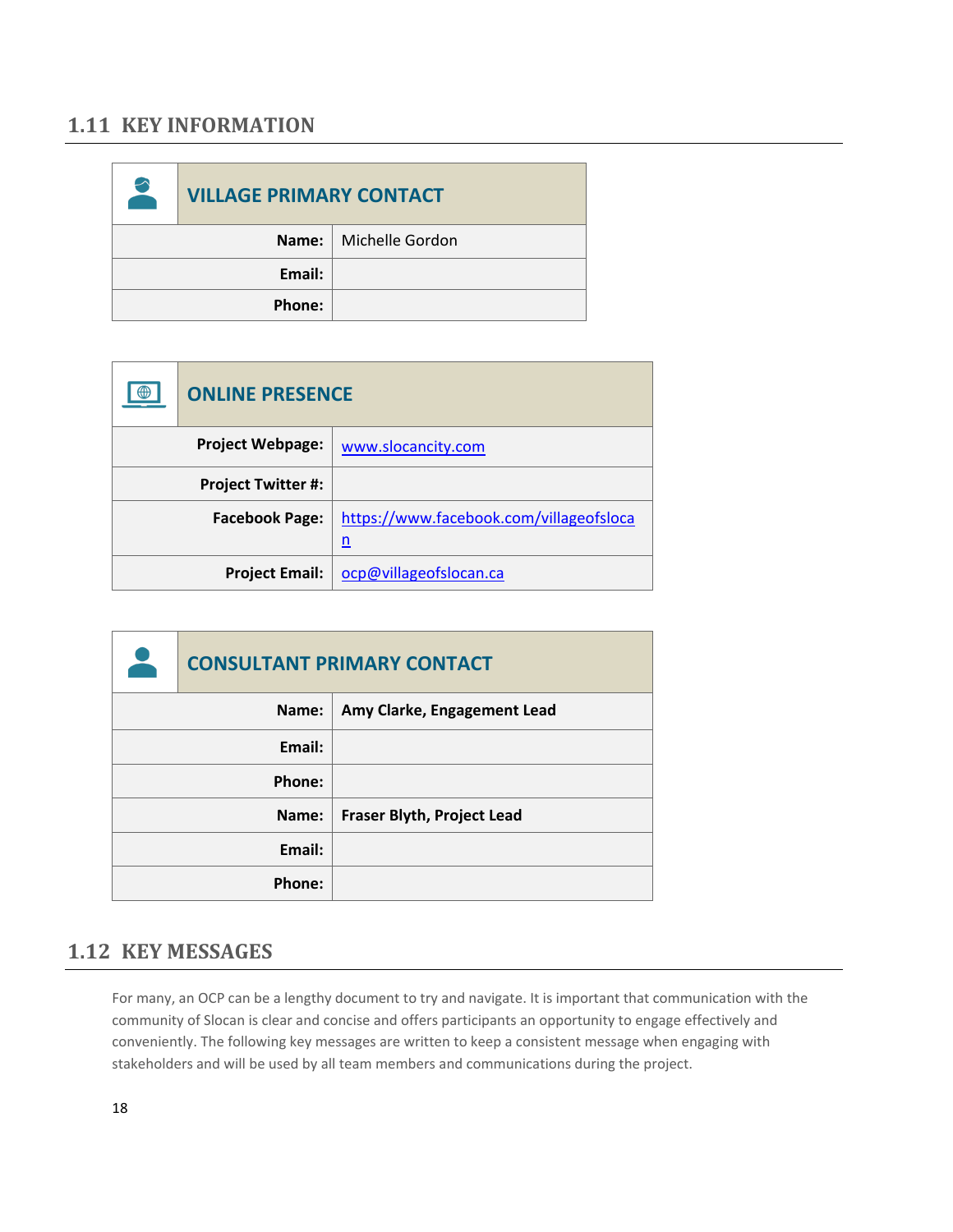## 1.11 KEY INFORMATION

| VILLAGE PRIMARY CONTACT | |
|---|---|
| **Name:** | Michelle Gordon |
| **Email:** | |
| **Phone:** | |

| ONLINE PRESENCE | |
|---|---|
| **Project Webpage:** | www.slocancity.com |
| **Project Twitter #:** | |
| **Facebook Page:** | https://www.facebook.com/villageofslocan |
| **Project Email:** | ocp@villageofslocan.ca |

| CONSULTANT PRIMARY CONTACT | |
|---|---|
| **Name:** | **Amy Clarke, Engagement Lead** |
| **Email:** | |
| **Phone:** | |
| **Name:** | **Fraser Blyth, Project Lead** |
| **Email:** | |
| **Phone:** | |

## 1.12 KEY MESSAGES

For many, an OCP can be a lengthy document to try and navigate. It is important that communication with the community of Slocan is clear and concise and offers participants an opportunity to engage effectively and conveniently. The following key messages are written to keep a consistent message when engaging with stakeholders and will be used by all team members and communications during the project.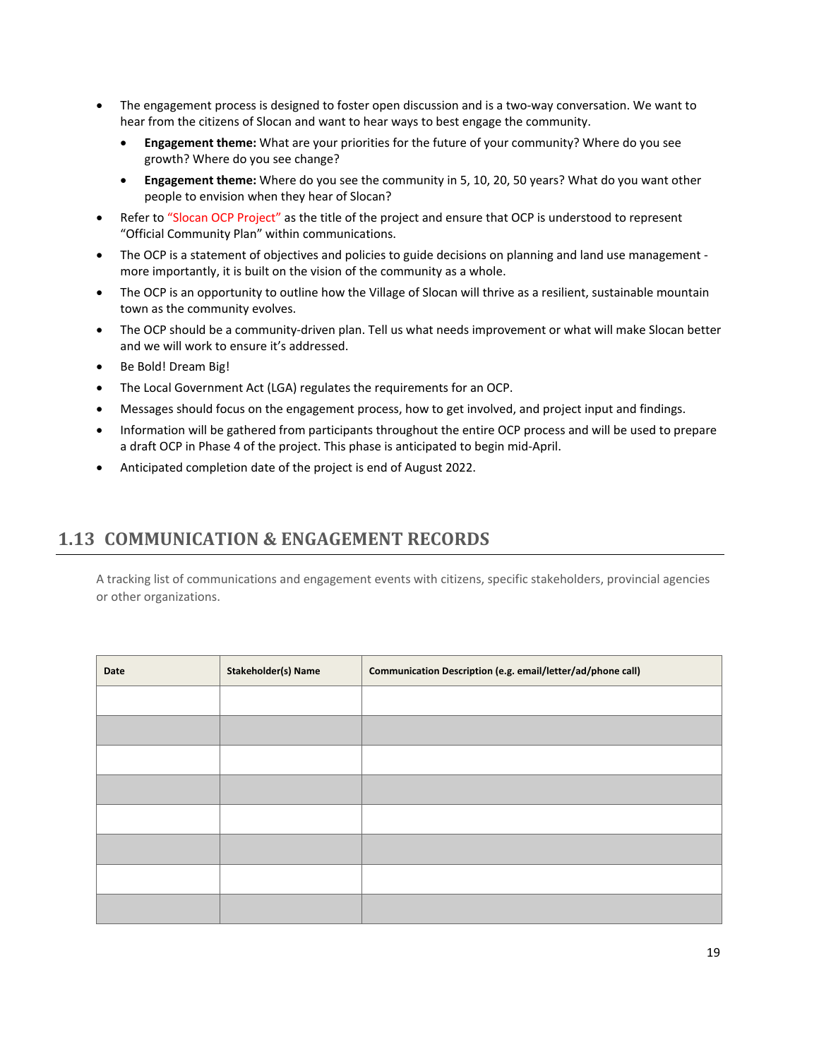- The engagement process is designed to foster open discussion and is a two-way conversation. We want to hear from the citizens of Slocan and want to hear ways to best engage the community.
  - **Engagement theme:** What are your priorities for the future of your community? Where do you see growth? Where do you see change?
  - **Engagement theme:** Where do you see the community in 5, 10, 20, 50 years? What do you want other people to envision when they hear of Slocan?
- Refer to "Slocan OCP Project" as the title of the project and ensure that OCP is understood to represent "Official Community Plan" within communications.
- The OCP is a statement of objectives and policies to guide decisions on planning and land use management - more importantly, it is built on the vision of the community as a whole.
- The OCP is an opportunity to outline how the Village of Slocan will thrive as a resilient, sustainable mountain town as the community evolves.
- The OCP should be a community-driven plan. Tell us what needs improvement or what will make Slocan better and we will work to ensure it's addressed.
- Be Bold! Dream Big!
- The Local Government Act (LGA) regulates the requirements for an OCP.
- Messages should focus on the engagement process, how to get involved, and project input and findings.
- Information will be gathered from participants throughout the entire OCP process and will be used to prepare a draft OCP in Phase 4 of the project. This phase is anticipated to begin mid-April.
- Anticipated completion date of the project is end of August 2022.

## 1.13 COMMUNICATION & ENGAGEMENT RECORDS

A tracking list of communications and engagement events with citizens, specific stakeholders, provincial agencies or other organizations.

| Date | Stakeholder(s) Name | Communication Description (e.g. email/letter/ad/phone call) |
|---|---|---|
| | | |
| | | |
| | | |
| | | |
| | | |
| | | |
| | | |
| | | |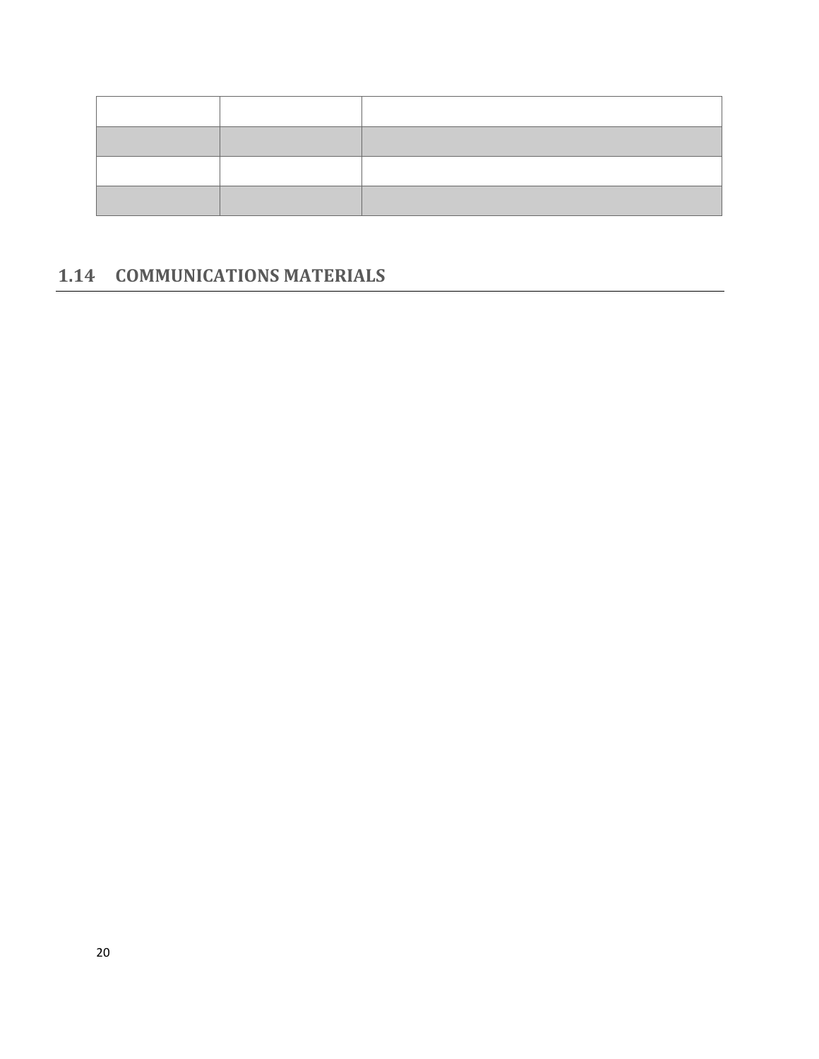| | | |
|---|---|---|
| | | |
| | | |
| | | |
| | | |

## 1.14 COMMUNICATIONS MATERIALS